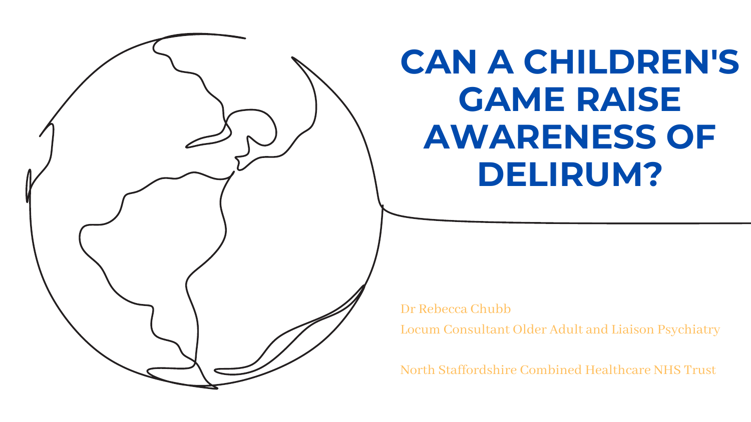# CAN A CHILDREN'S GAME RAISE AWARENESS OF DELIRUM?

Dr Rebecca Chubb

Locum Consultant Older Adult and Liaison Psychiatry

North Staffordshire Combined Healthcare NHS Trust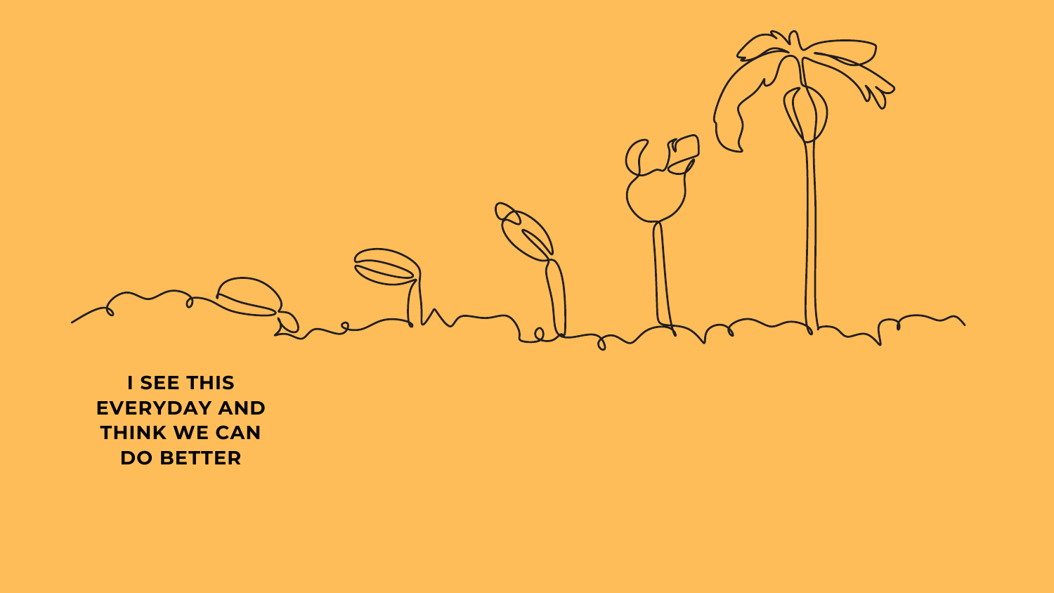**I SEE THIS EVERYDAY AND THINK WE CAN DO BETTER**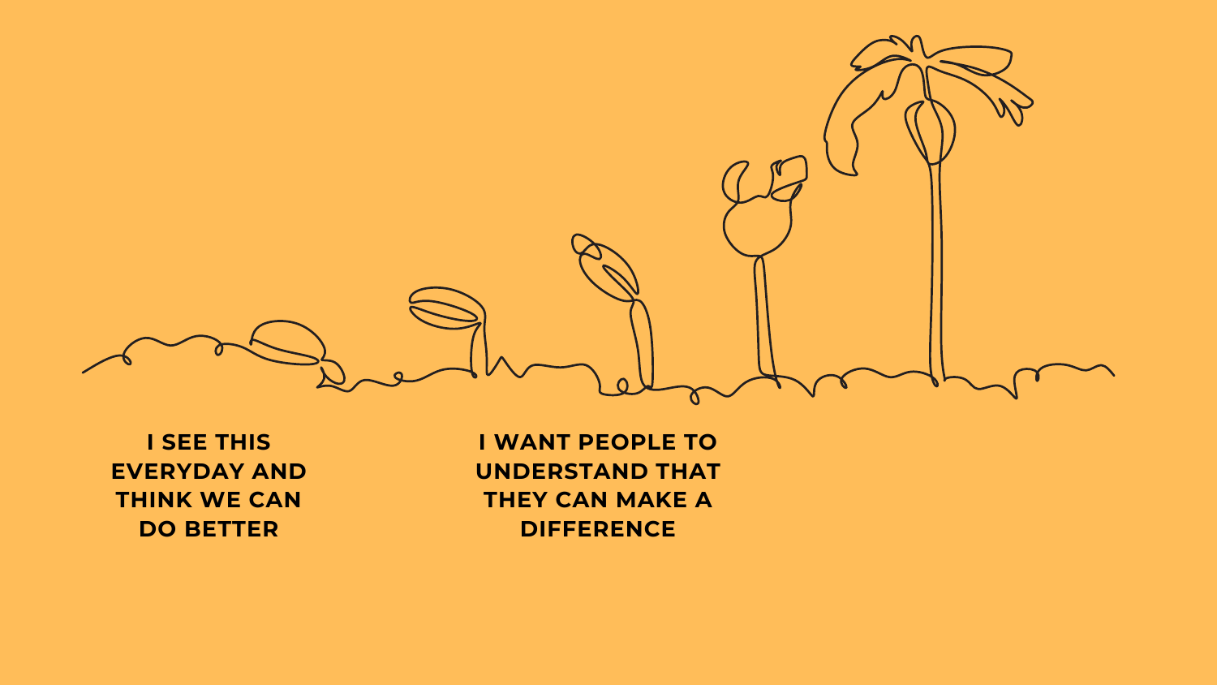**I SEE THIS EVERYDAY AND THINK WE CAN DO BETTER**

**I WANT PEOPLE TO UNDERSTAND THAT THEY CAN MAKE A DIFFERENCE**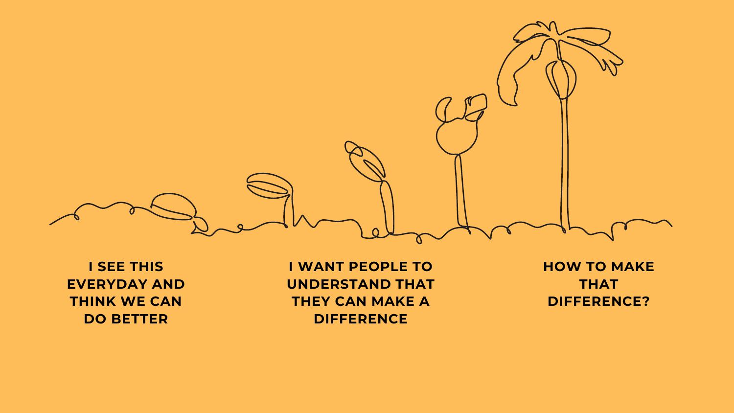**I SEE THIS EVERYDAY AND THINK WE CAN DO BETTER**

**I WANT PEOPLE TO UNDERSTAND THAT THEY CAN MAKE A DIFFERENCE**

**HOW TO MAKE THAT DIFFERENCE?**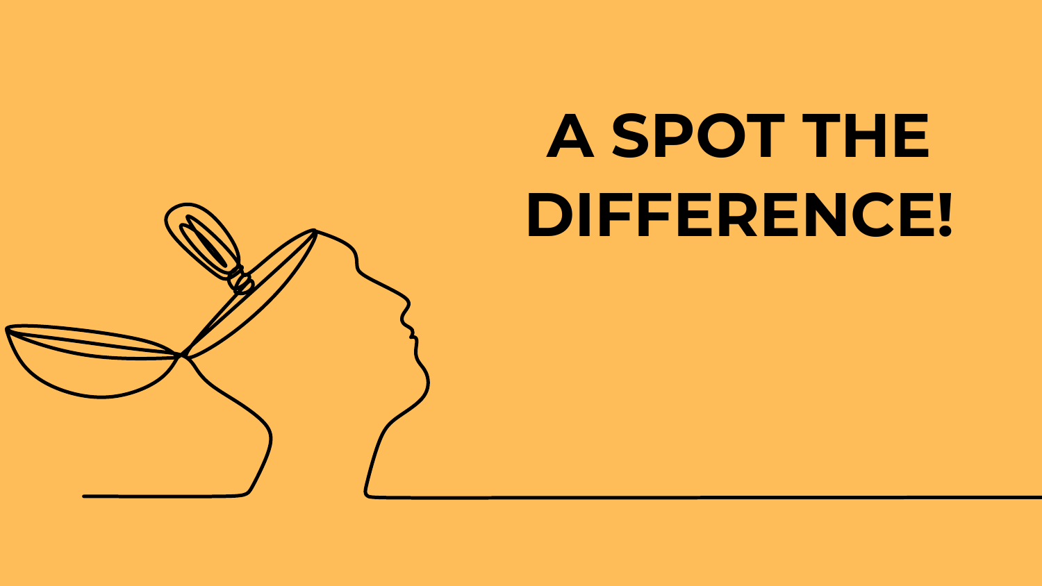# A SPOT THE DIFFERENCE!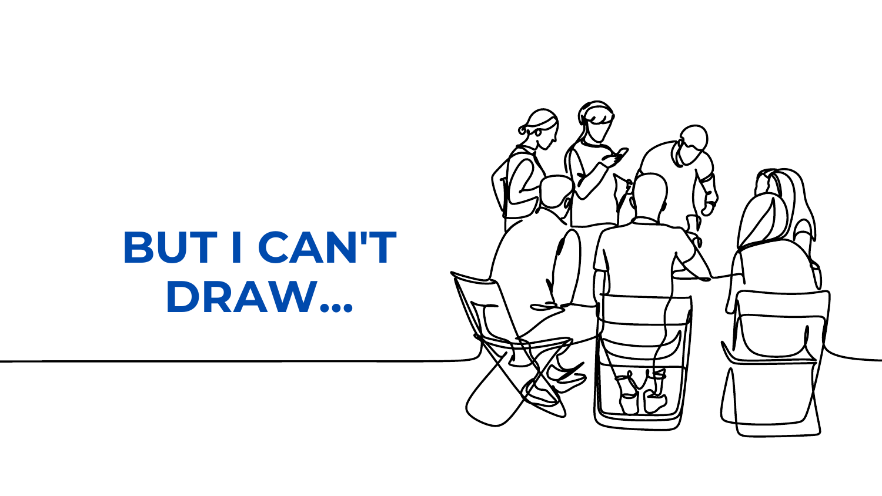# BUT I CAN'T DRAW...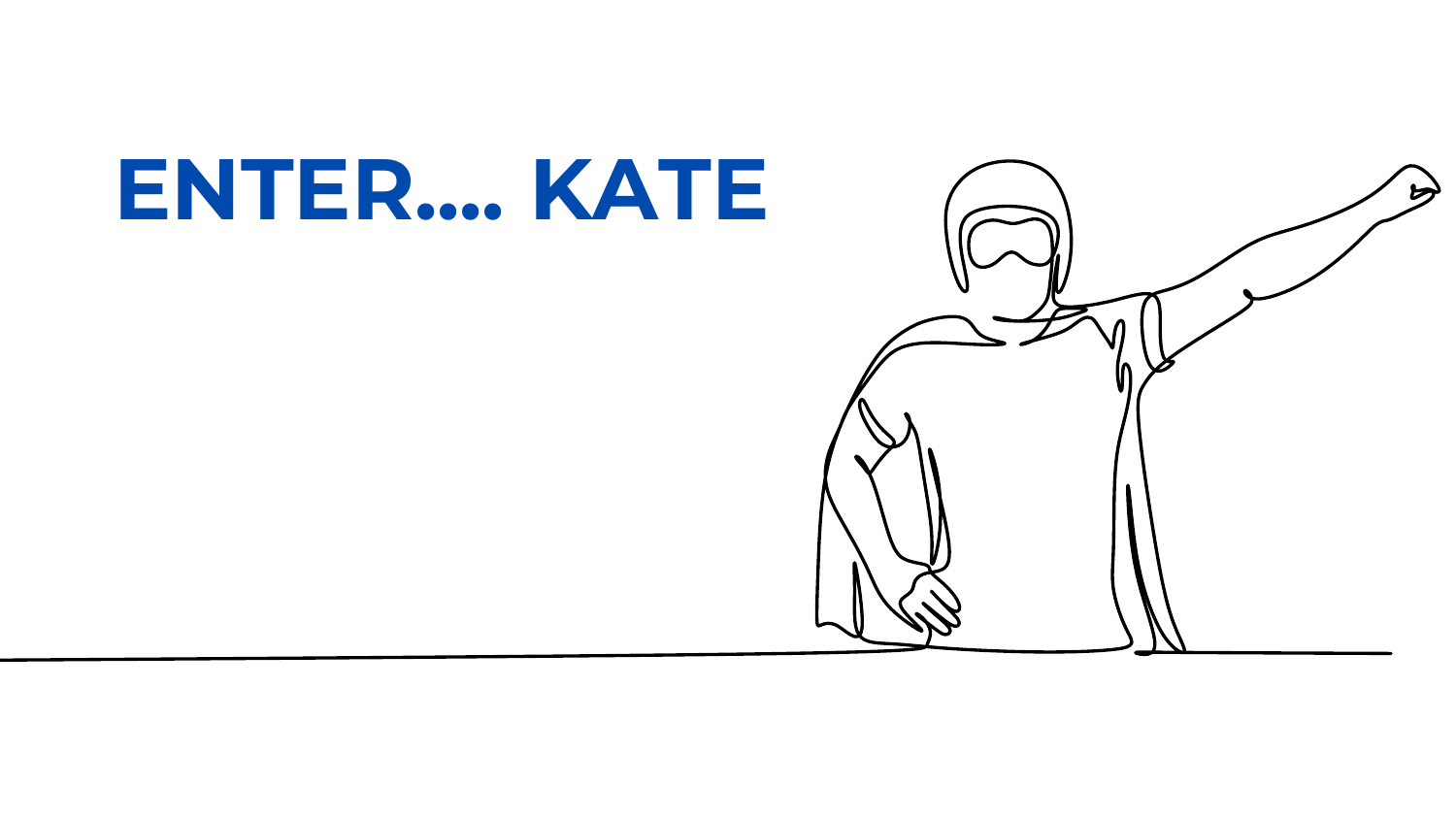# ENTER.... KATE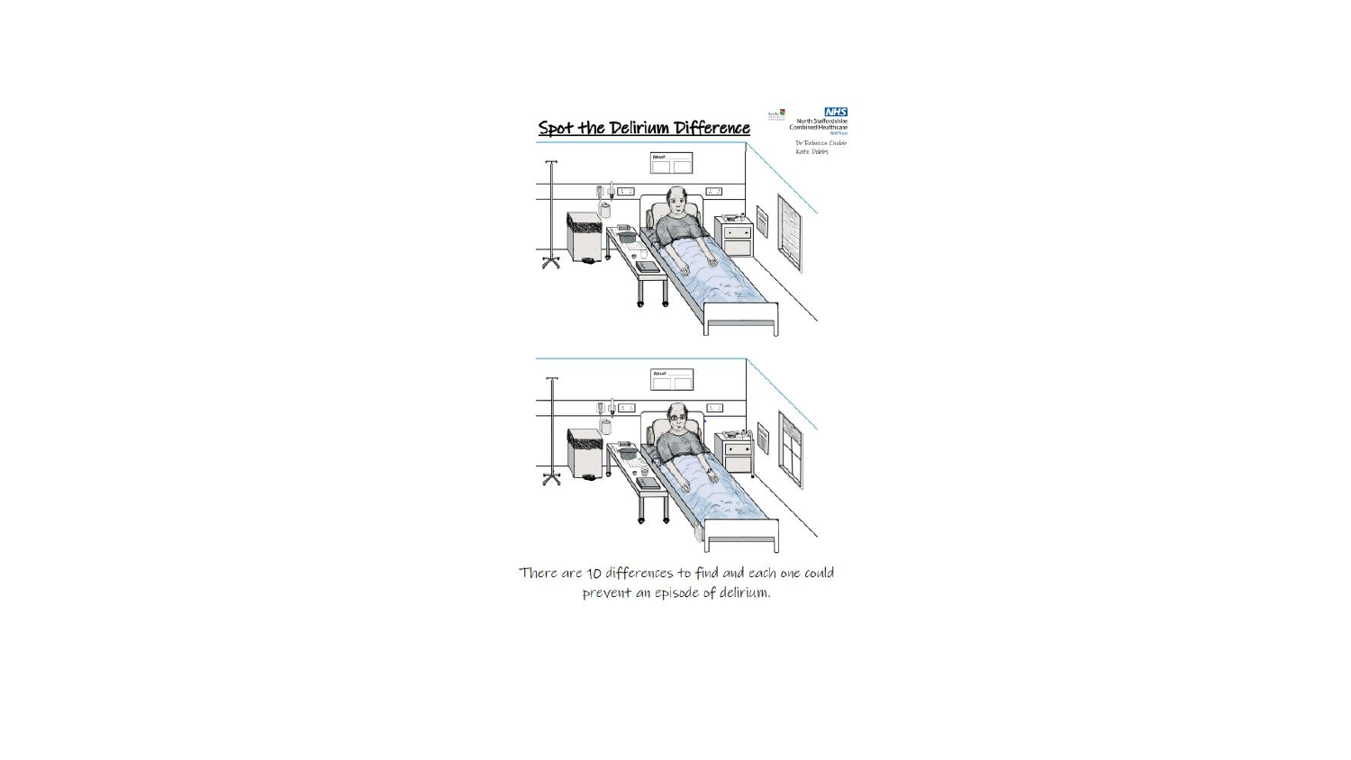# Spot the Delirium Difference

North Staffordshire Combined Healthcare NHS Trust

Dr Rebecca Cridde
Kate Dobbs

There are 10 differences to find and each one could prevent an episode of delirium.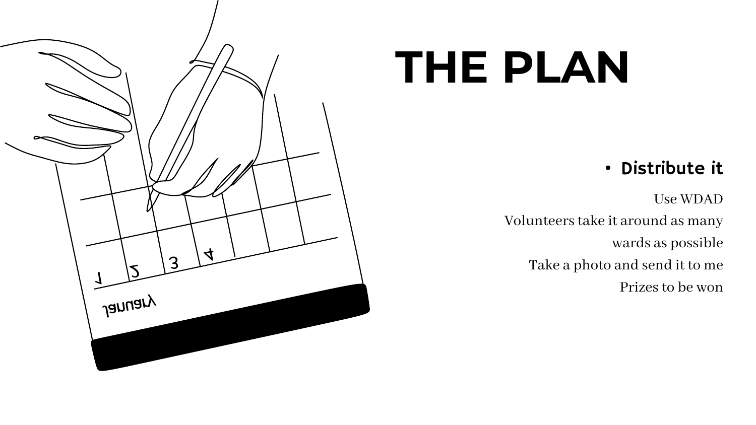# THE PLAN

- **Distribute it**

Use WDAD

Volunteers take it around as many wards as possible

Take a photo and send it to me

Prizes to be won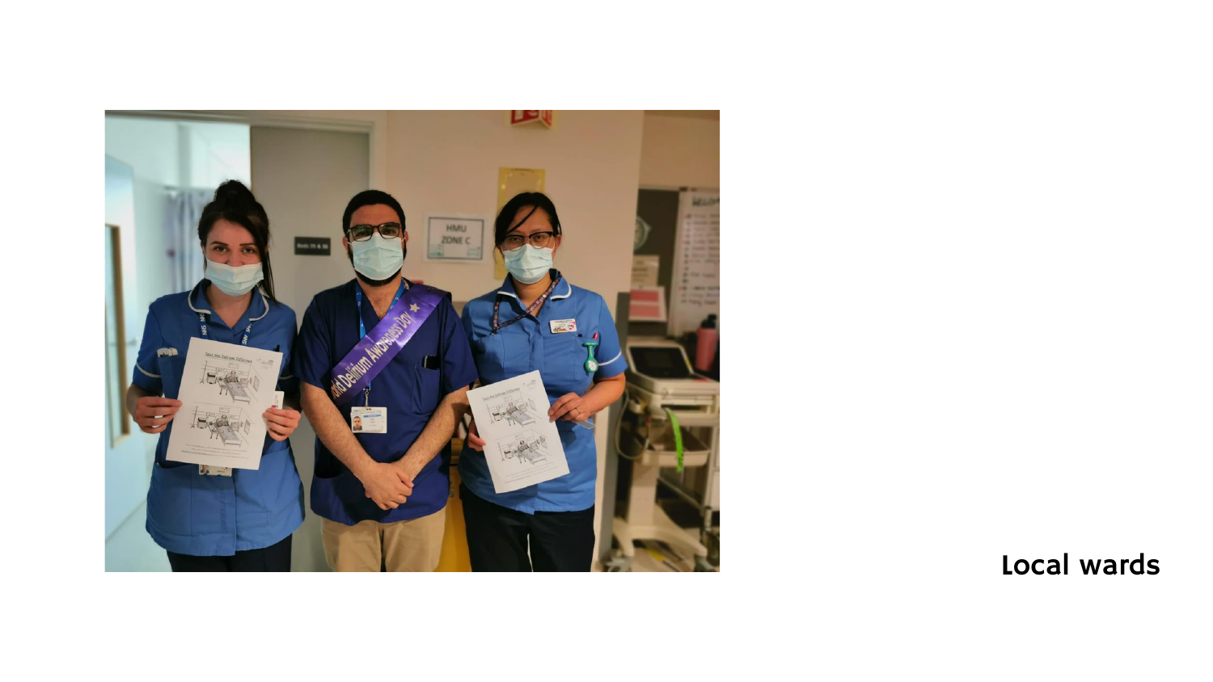Local wards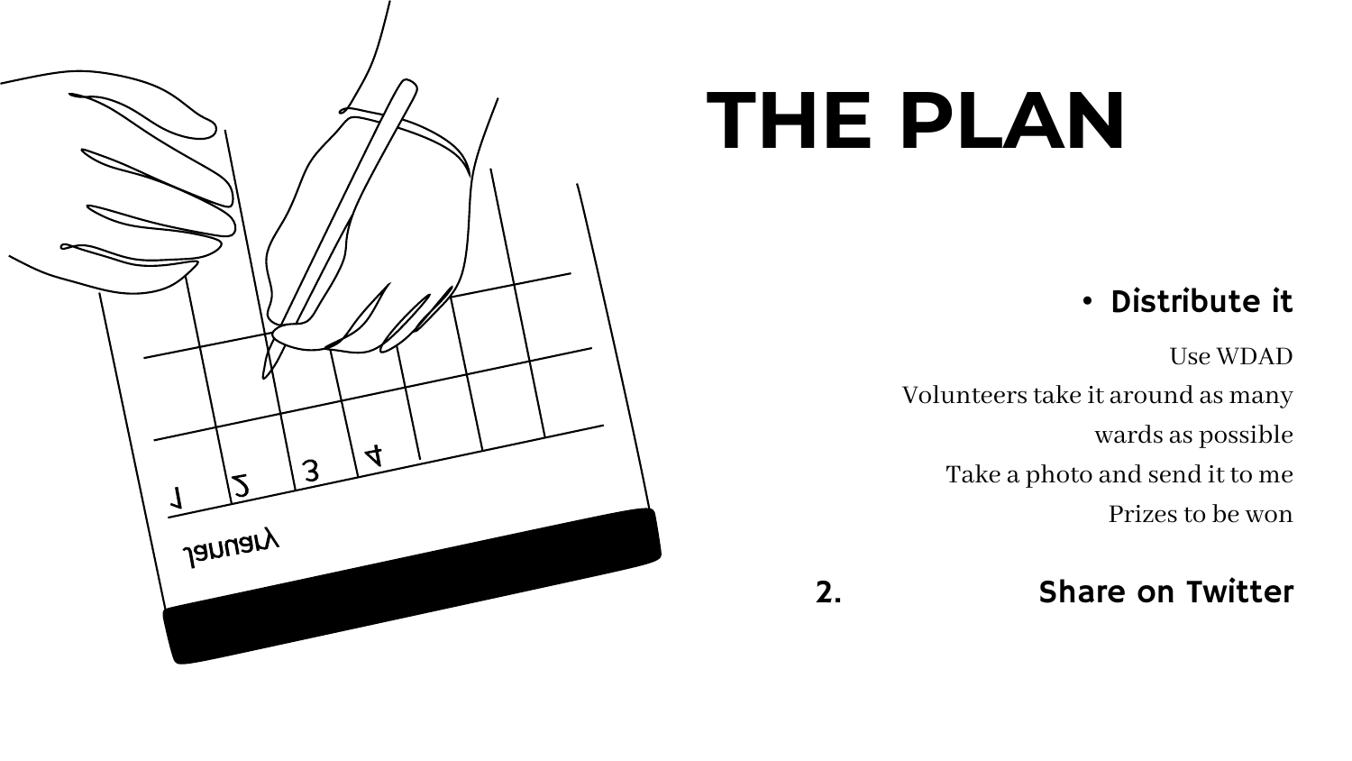# THE PLAN

- **Distribute it**

Use WDAD

Volunteers take it around as many wards as possible

Take a photo and send it to me

Prizes to be won

2. **Share on Twitter**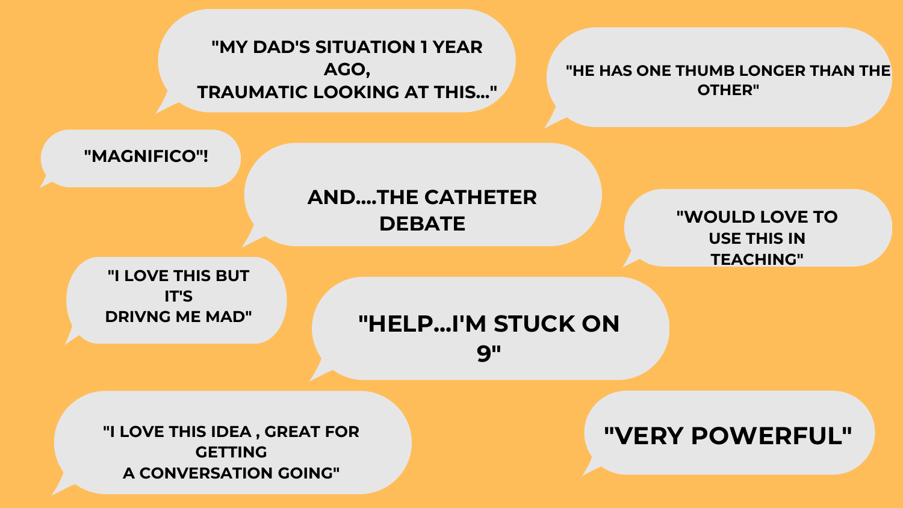"MY DAD'S SITUATION 1 YEAR AGO, TRAUMATIC LOOKING AT THIS..."

"HE HAS ONE THUMB LONGER THAN THE OTHER"

"MAGNIFICO"!

AND....THE CATHETER DEBATE

"WOULD LOVE TO USE THIS IN TEACHING"

"I LOVE THIS BUT IT'S DRIVNG ME MAD"

"HELP...I'M STUCK ON 9"

"I LOVE THIS IDEA , GREAT FOR GETTING A CONVERSATION GOING"

"VERY POWERFUL"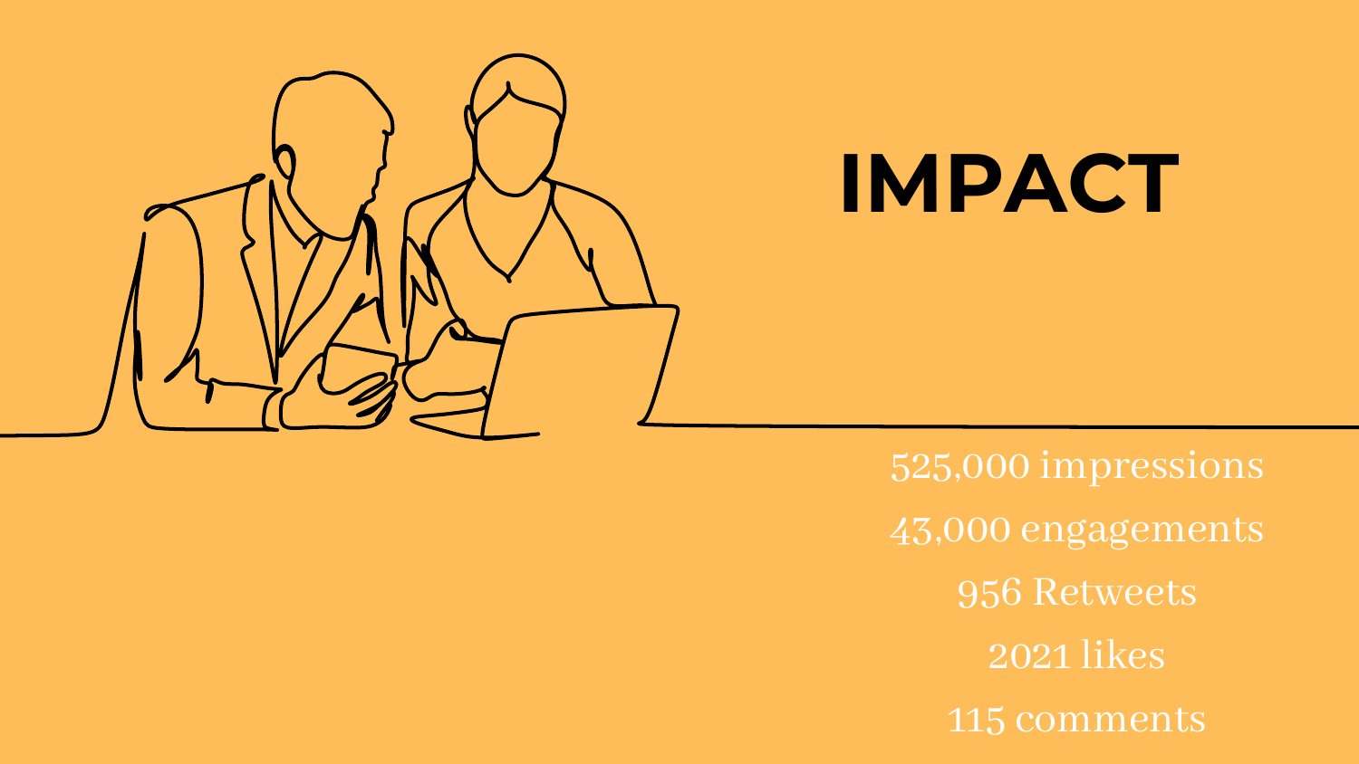# IMPACT

525,000 impressions

43,000 engagements

956 Retweets

2021 likes

115 comments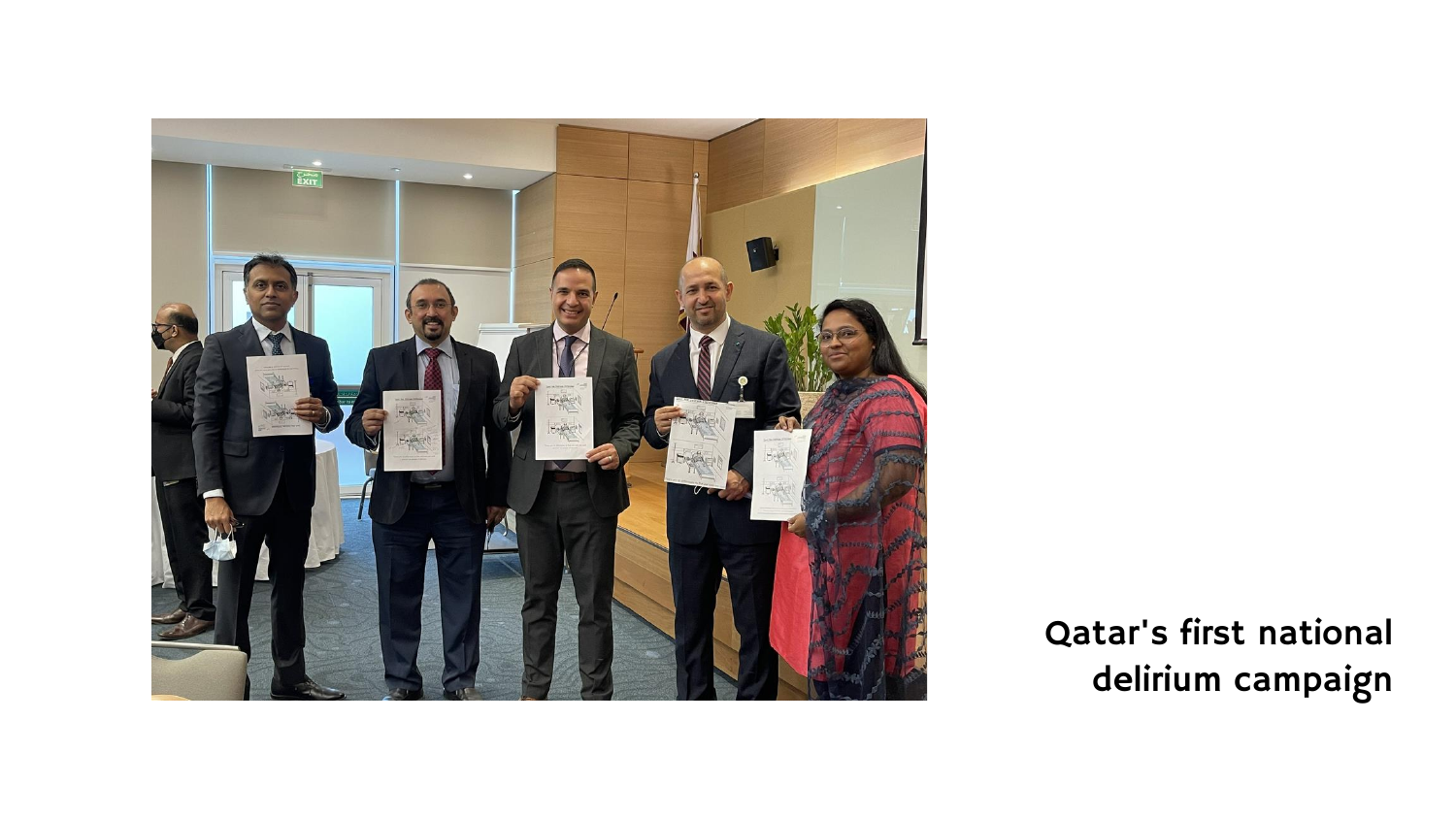Qatar's first national delirium campaign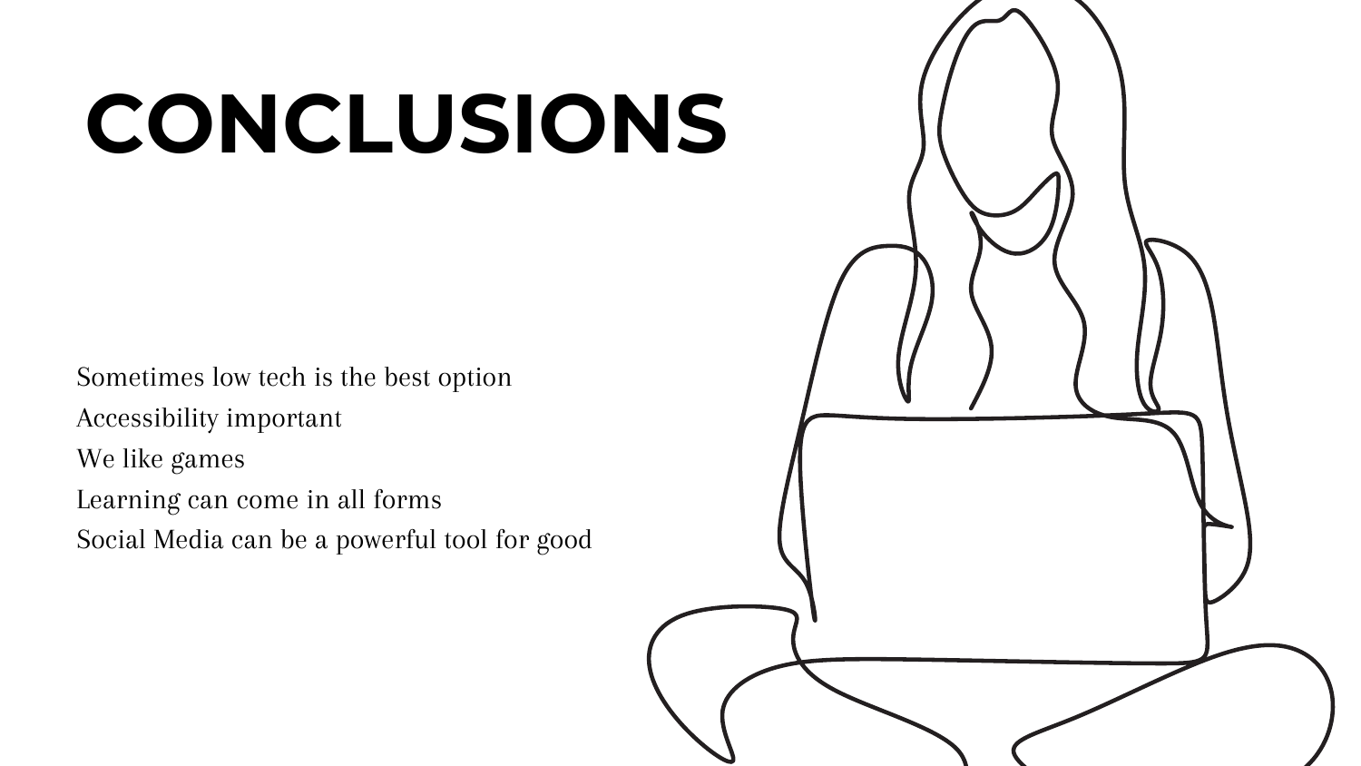# CONCLUSIONS

Sometimes low tech is the best option
Accessibility important
We like games
Learning can come in all forms
Social Media can be a powerful tool for good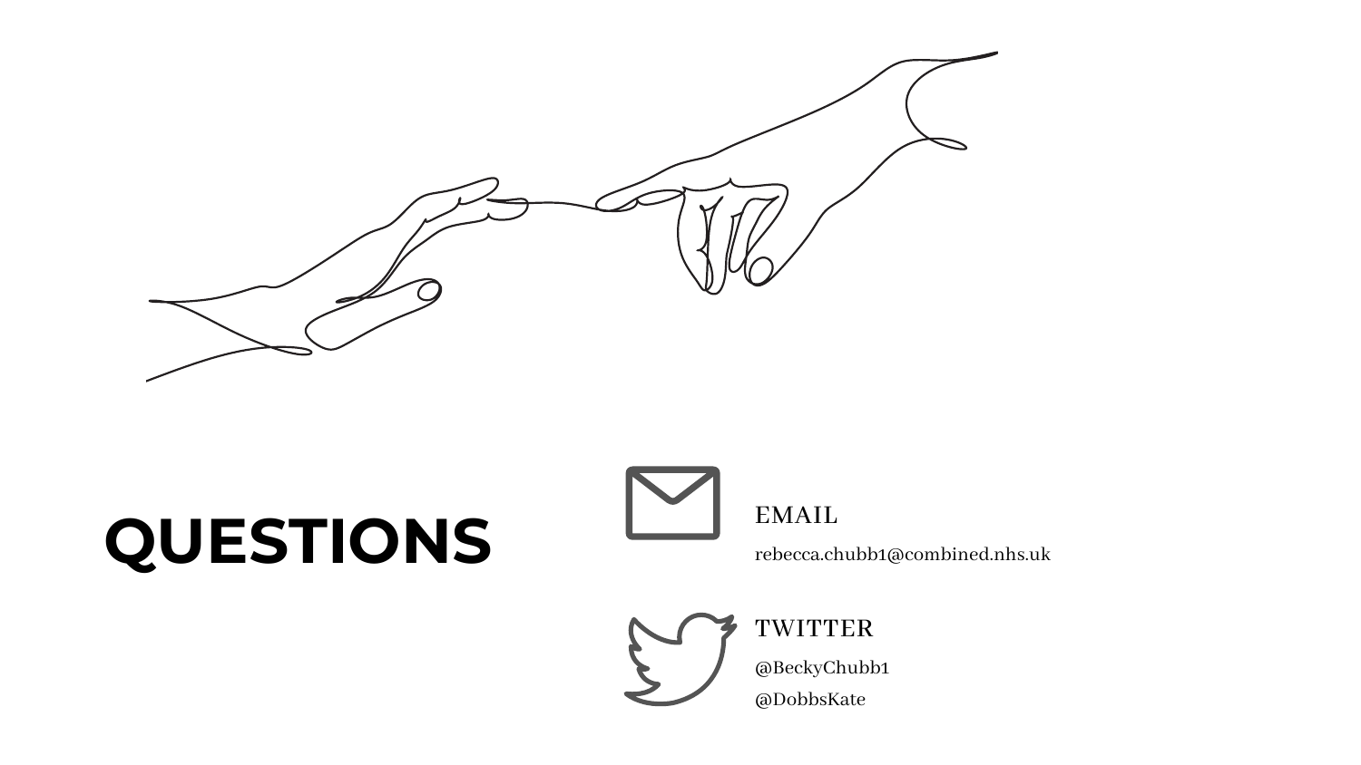# QUESTIONS

EMAIL

rebecca.chubb1@combined.nhs.uk

TWITTER

@BeckyChubb1

@DobbsKate